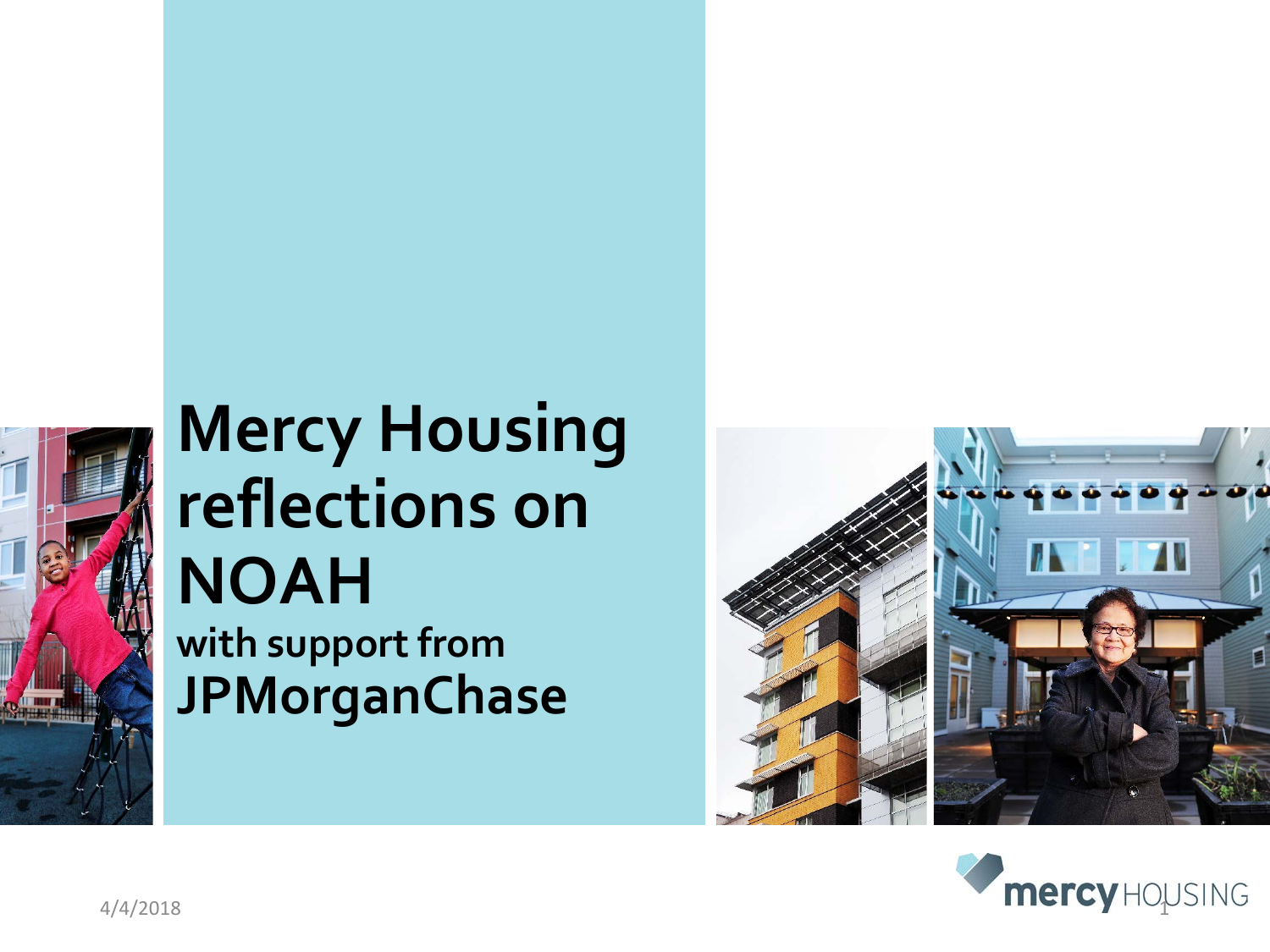# Mercy Housing reflections on NOAH

**with support from**

**JPMorganChase**

4/4/2018

mercy HOUSING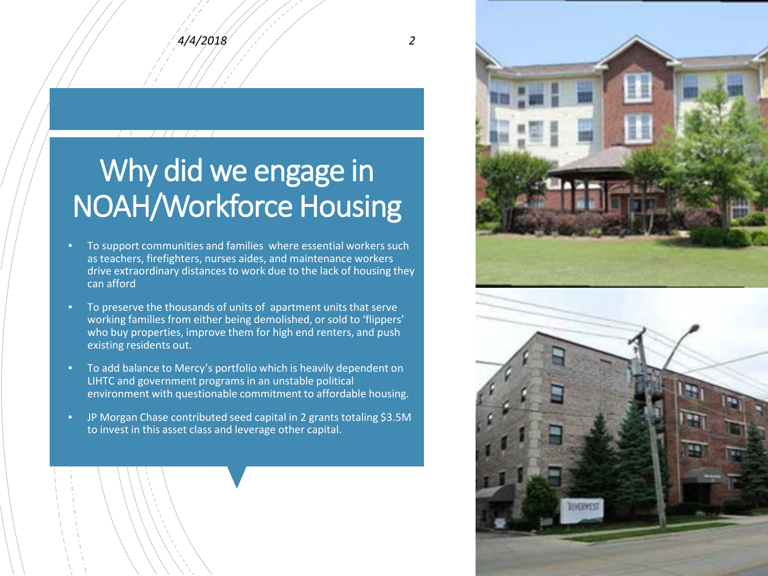# Why did we engage in NOAH/Workforce Housing

- To support communities and families where essential workers such as teachers, firefighters, nurses aides, and maintenance workers drive extraordinary distances to work due to the lack of housing they can afford
- To preserve the thousands of units of apartment units that serve working families from either being demolished, or sold to 'flippers' who buy properties, improve them for high end renters, and push existing residents out.
- To add balance to Mercy's portfolio which is heavily dependent on LIHTC and government programs in an unstable political environment with questionable commitment to affordable housing.
- JP Morgan Chase contributed seed capital in 2 grants totaling $3.5M to invest in this asset class and leverage other capital.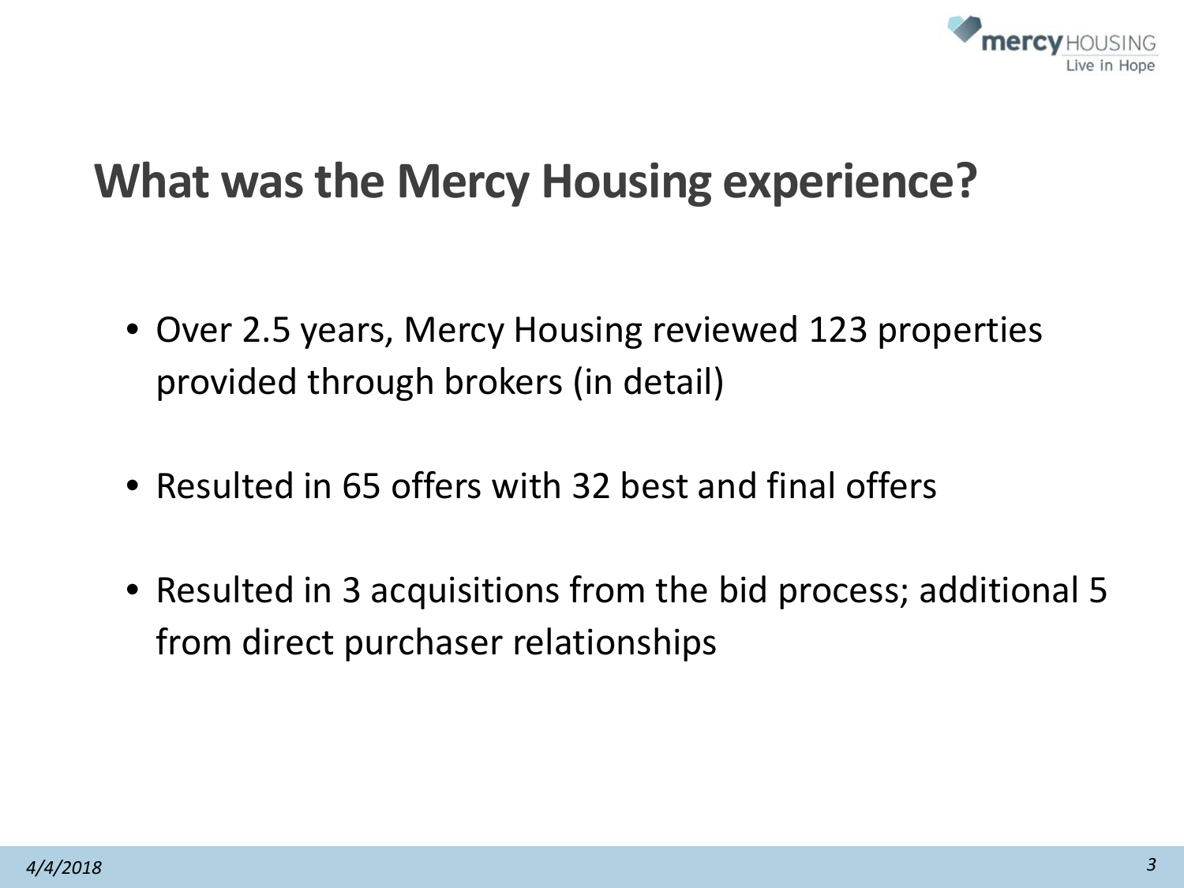# What was the Mercy Housing experience?

- Over 2.5 years, Mercy Housing reviewed 123 properties provided through brokers (in detail)
- Resulted in 65 offers with 32 best and final offers
- Resulted in 3 acquisitions from the bid process; additional 5 from direct purchaser relationships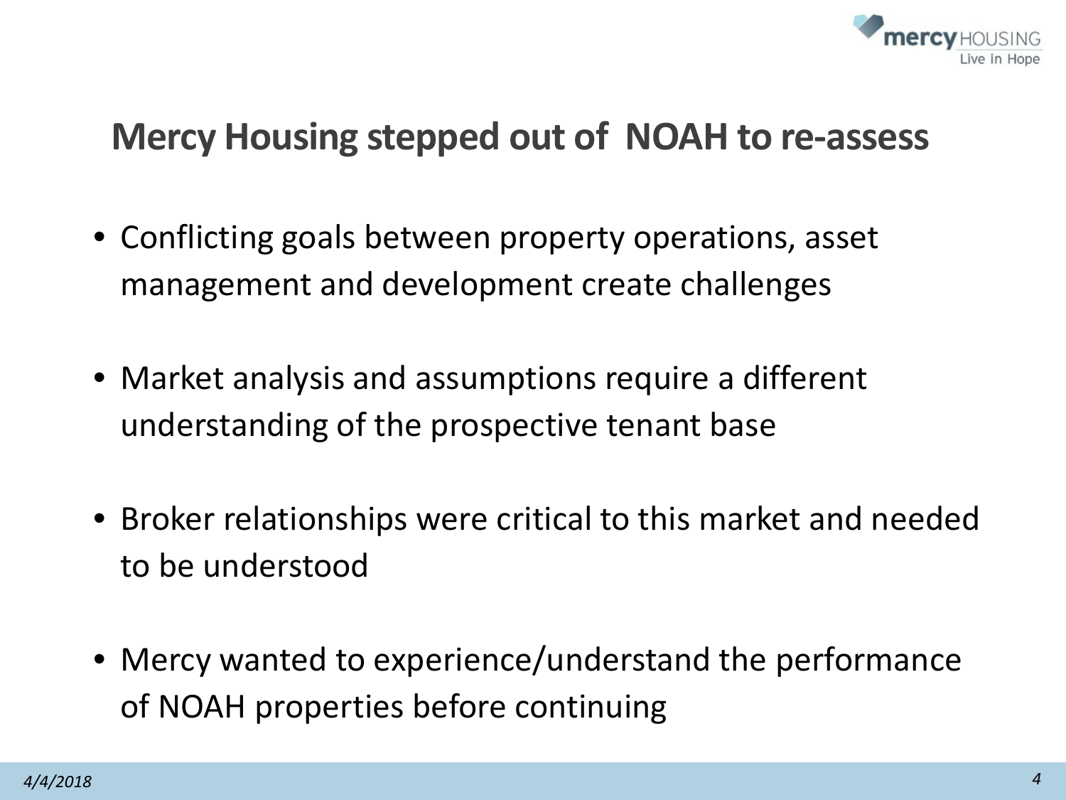## Mercy Housing stepped out of NOAH to re-assess

- Conflicting goals between property operations, asset management and development create challenges
- Market analysis and assumptions require a different understanding of the prospective tenant base
- Broker relationships were critical to this market and needed to be understood
- Mercy wanted to experience/understand the performance of NOAH properties before continuing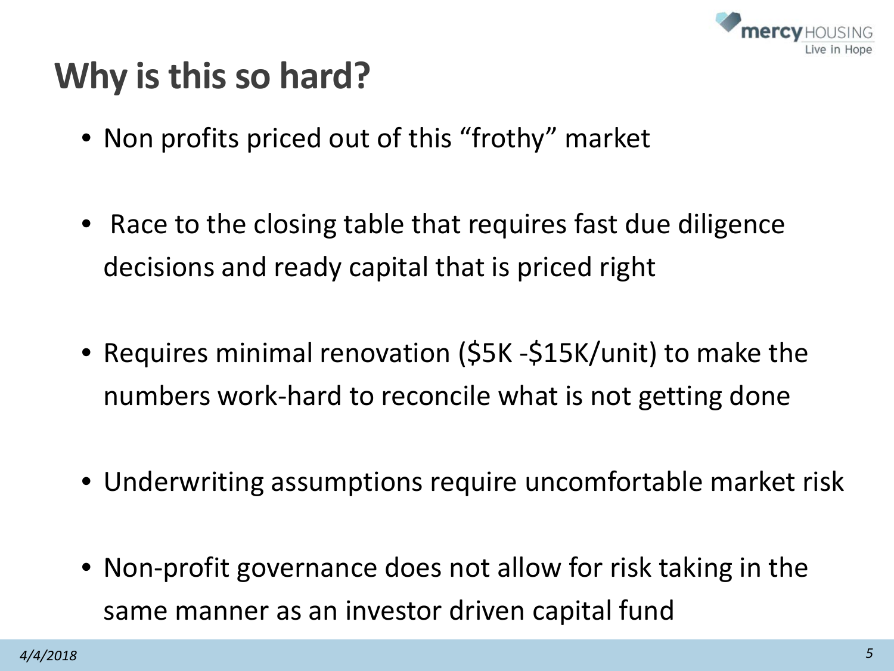# Why is this so hard?

- Non profits priced out of this "frothy" market
- Race to the closing table that requires fast due diligence decisions and ready capital that is priced right
- Requires minimal renovation ($5K -$15K/unit) to make the numbers work-hard to reconcile what is not getting done
- Underwriting assumptions require uncomfortable market risk
- Non-profit governance does not allow for risk taking in the same manner as an investor driven capital fund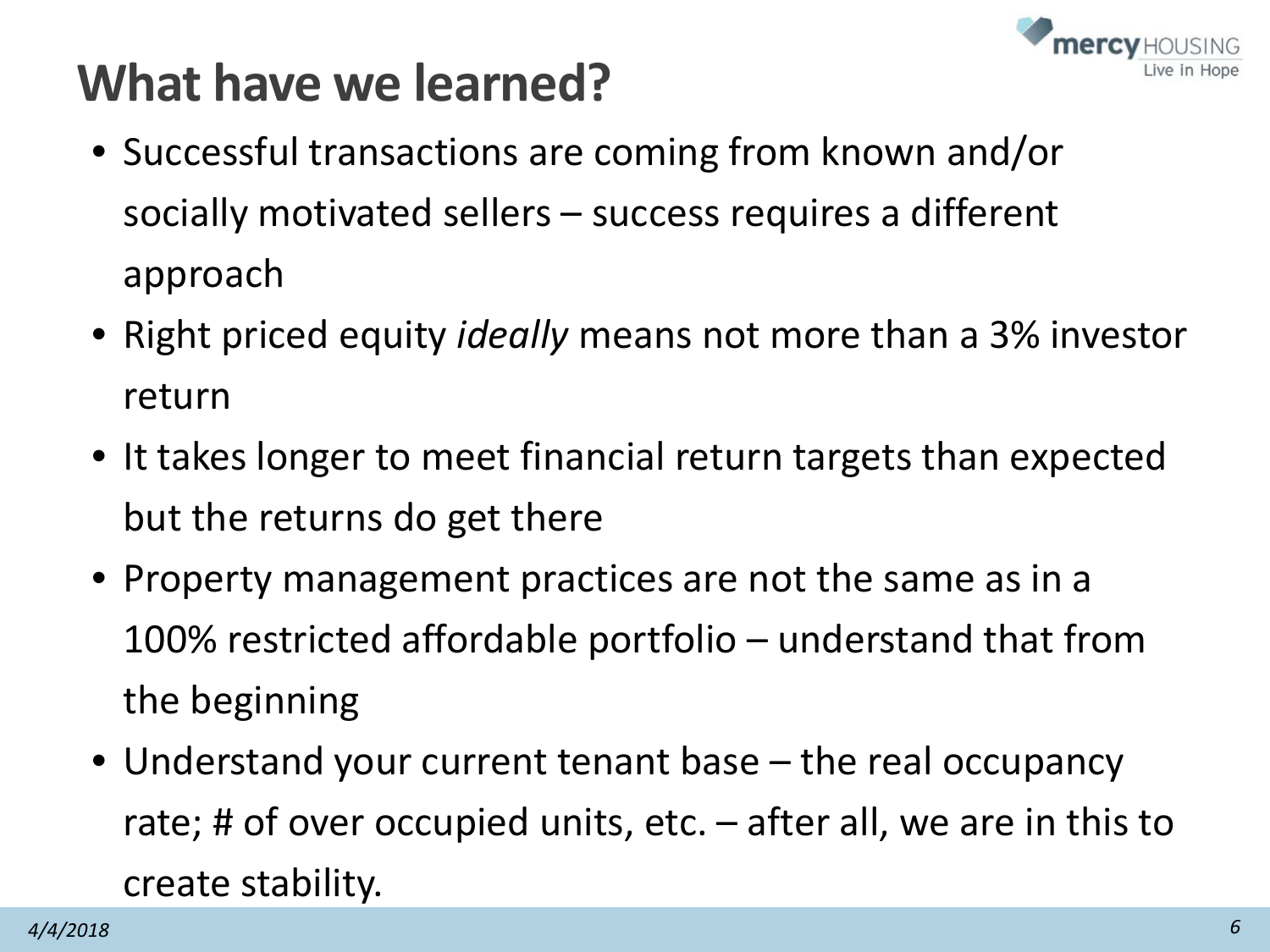# What have we learned?

- Successful transactions are coming from known and/or socially motivated sellers – success requires a different approach
- Right priced equity *ideally* means not more than a 3% investor return
- It takes longer to meet financial return targets than expected but the returns do get there
- Property management practices are not the same as in a 100% restricted affordable portfolio – understand that from the beginning
- Understand your current tenant base – the real occupancy rate; # of over occupied units, etc. – after all, we are in this to create stability.